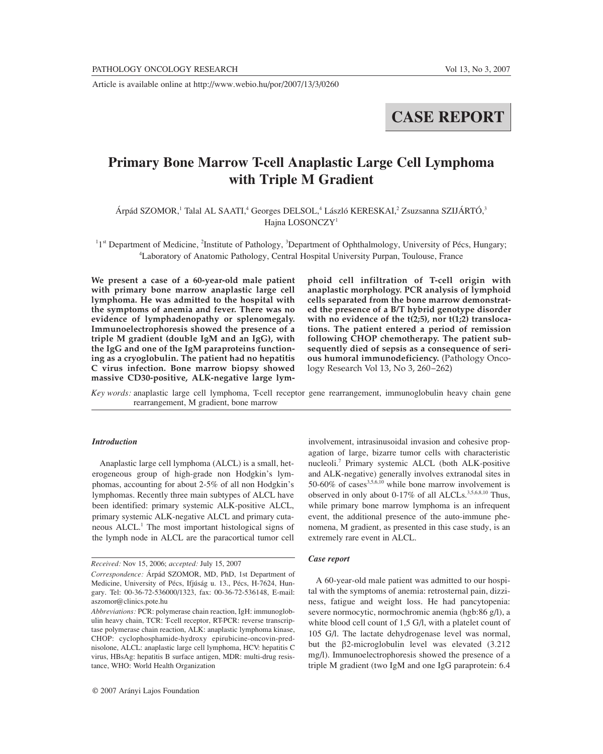Article is available online at http://www.webio.hu/por/2007/13/3/0260

CASE REPORT

# Primary Bone Marrow T-cell Anaplastic Large Cell Lymphoma with Triple M Gradient

Árpád SZOMOR,[1] Talal AL SAATI,[4] Georges DELSOL,[4] László KERESKAI,[2] Zsuzsanna SZIJÁRTÓ,[3] Hajna LOSONCZY[1]

[1]1st Department of Medicine, [2]Institute of Pathology, [3]Department of Ophthalmology, University of Pécs, Hungary; [4]Laboratory of Anatomic Pathology, Central Hospital University Purpan, Toulouse, France

**We present a case of a 60-year-old male patient with primary bone marrow anaplastic large cell lymphoma. He was admitted to the hospital with the symptoms of anemia and fever. There was no evidence of lymphadenopathy or splenomegaly. Immunoelectrophoresis showed the presence of a triple M gradient (double IgM and an IgG), with the IgG and one of the IgM paraproteins functioning as a cryoglobulin. The patient had no hepatitis C virus infection. Bone marrow biopsy showed massive CD30-positive, ALK-negative large lymphoid cell infiltration of T-cell origin with anaplastic morphology. PCR analysis of lymphoid cells separated from the bone marrow demonstrated the presence of a B/T hybrid genotype disorder with no evidence of the t(2;5), nor t(1;2) translocations. The patient entered a period of remission following CHOP chemotherapy. The patient subsequently died of sepsis as a consequence of serious humoral immunodeficiency.** (Pathology Oncology Research Vol 13, No 3, 260–262)

*Key words:* anaplastic large cell lymphoma, T-cell receptor gene rearrangement, immunoglobulin heavy chain gene rearrangement, M gradient, bone marrow

### *Introduction*

Anaplastic large cell lymphoma (ALCL) is a small, heterogeneous group of high-grade non Hodgkin's lymphomas, accounting for about 2-5% of all non Hodgkin's lymphomas. Recently three main subtypes of ALCL have been identified: primary systemic ALK-positive ALCL, primary systemic ALK-negative ALCL and primary cutaneous ALCL.[1] The most important histological signs of the lymph node in ALCL are the paracortical tumor cell involvement, intrasinusoidal invasion and cohesive propagation of large, bizarre tumor cells with characteristic nucleoli.[7] Primary systemic ALCL (both ALK-positive and ALK-negative) generally involves extranodal sites in 50-60% of cases[3,5,6,10] while bone marrow involvement is observed in only about 0-17% of all ALCLs.[3,5,6,8,10] Thus, while primary bone marrow lymphoma is an infrequent event, the additional presence of the auto-immune phenomena, M gradient, as presented in this case study, is an extremely rare event in ALCL.

*Received:* Nov 15, 2006; *accepted:* July 15, 2007

*Correspondence:* Árpád SZOMOR, MD, PhD, 1st Department of Medicine, University of Pécs, Ifjúság u. 13., Pécs, H-7624, Hungary. Tel: 00-36-72-536000/1323, fax: 00-36-72-536148, E-mail: aszomor@clinics.pote.hu

*Abbreviations:* PCR: polymerase chain reaction, IgH: immunoglobulin heavy chain, TCR: T-cell receptor, RT-PCR: reverse transcriptase polymerase chain reaction, ALK: anaplastic lymphoma kinase, CHOP: cyclophosphamide-hydroxy epirubicine-oncovin-prednisolone, ALCL: anaplastic large cell lymphoma, HCV: hepatitis C virus, HBsAg: hepatitis B surface antigen, MDR: multi-drug resistance, WHO: World Health Organization

### *Case report*

A 60-year-old male patient was admitted to our hospital with the symptoms of anemia: retrosternal pain, dizziness, fatigue and weight loss. He had pancytopenia: severe normocytic, normochromic anemia (hgb:86 g/l), a white blood cell count of 1,5 G/l, with a platelet count of 105 G/l. The lactate dehydrogenase level was normal, but the $\beta$2-microglobulin level was elevated (3.212 mg/l). Immunoelectrophoresis showed the presence of a triple M gradient (two IgM and one IgG paraprotein: 6.4

© 2007 Arányi Lajos Foundation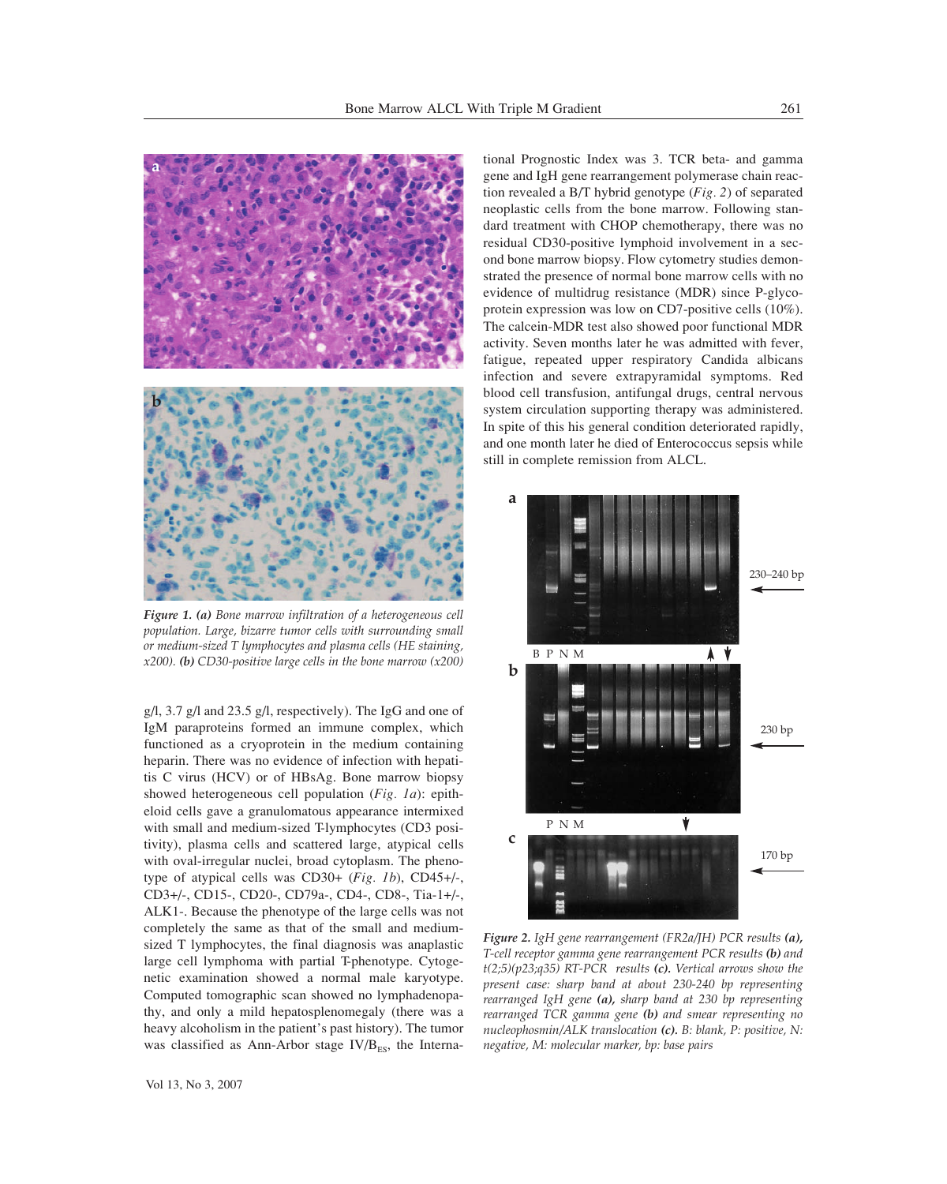*Figure 1. (a) Bone marrow infiltration of a heterogeneous cell population. Large, bizarre tumor cells with surrounding small or medium-sized T lymphocytes and plasma cells (HE staining, x200). (b) CD30-positive large cells in the bone marrow (x200)*

g/l, 3.7 g/l and 23.5 g/l, respectively). The IgG and one of IgM paraproteins formed an immune complex, which functioned as a cryoprotein in the medium containing heparin. There was no evidence of infection with hepatitis C virus (HCV) or of HBsAg. Bone marrow biopsy showed heterogeneous cell population (*Fig. 1a*): epitheloid cells gave a granulomatous appearance intermixed with small and medium-sized T-lymphocytes (CD3 positivity), plasma cells and scattered large, atypical cells with oval-irregular nuclei, broad cytoplasm. The phenotype of atypical cells was CD30+ (*Fig. 1b*), CD45+/-, CD3+/-, CD15-, CD20-, CD79a-, CD4-, CD8-, Tia-1+/-, ALK1-. Because the phenotype of the large cells was not completely the same as that of the small and medium-sized T lymphocytes, the final diagnosis was anaplastic large cell lymphoma with partial T-phenotype. Cytogenetic examination showed a normal male karyotype. Computed tomographic scan showed no lymphadenopathy, and only a mild hepatosplenomegaly (there was a heavy alcoholism in the patient's past history). The tumor was classified as Ann-Arbor stage IV/$B_{ES}$, the International Prognostic Index was 3. TCR beta- and gamma gene and IgH gene rearrangement polymerase chain reaction revealed a B/T hybrid genotype (*Fig. 2*) of separated neoplastic cells from the bone marrow. Following standard treatment with CHOP chemotherapy, there was no residual CD30-positive lymphoid involvement in a second bone marrow biopsy. Flow cytometry studies demonstrated the presence of normal bone marrow cells with no evidence of multidrug resistance (MDR) since P-glycoprotein expression was low on CD7-positive cells (10%). The calcein-MDR test also showed poor functional MDR activity. Seven months later he was admitted with fever, fatigue, repeated upper respiratory Candida albicans infection and severe extrapyramidal symptoms. Red blood cell transfusion, antifungal drugs, central nervous system circulation supporting therapy was administered. In spite of this his general condition deteriorated rapidly, and one month later he died of Enterococcus sepsis while still in complete remission from ALCL.

*Figure 2. IgH gene rearrangement (FR2a/JH) PCR results (a), T-cell receptor gamma gene rearrangement PCR results (b) and t(2;5)(p23;q35) RT-PCR results (c). Vertical arrows show the present case: sharp band at about 230-240 bp representing rearranged IgH gene (a), sharp band at 230 bp representing rearranged TCR gamma gene (b) and smear representing no nucleophosmin/ALK translocation (c). B: blank, P: positive, N: negative, M: molecular marker, bp: base pairs*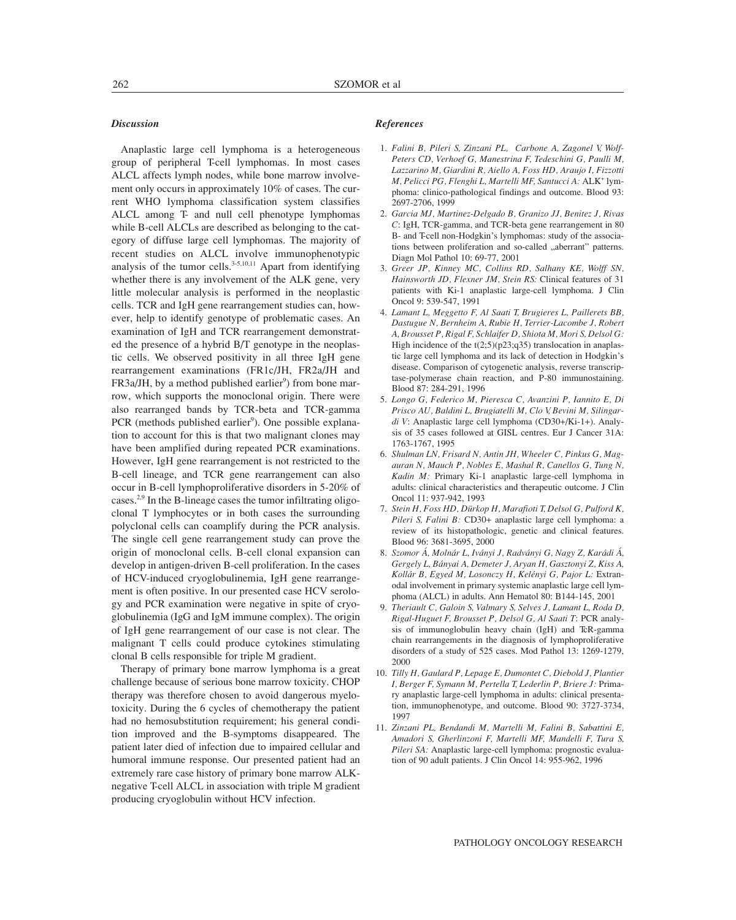### *Discussion*

Anaplastic large cell lymphoma is a heterogeneous group of peripheral T-cell lymphomas. In most cases ALCL affects lymph nodes, while bone marrow involvement only occurs in approximately 10% of cases. The current WHO lymphoma classification system classifies ALCL among T- and null cell phenotype lymphomas while B-cell ALCLs are described as belonging to the category of diffuse large cell lymphomas. The majority of recent studies on ALCL involve immunophenotypic analysis of the tumor cells.[3-5,10,11] Apart from identifying whether there is any involvement of the ALK gene, very little molecular analysis is performed in the neoplastic cells. TCR and IgH gene rearrangement studies can, however, help to identify genotype of problematic cases. An examination of IgH and TCR rearrangement demonstrated the presence of a hybrid B/T genotype in the neoplastic cells. We observed positivity in all three IgH gene rearrangement examinations (FR1c/JH, FR2a/JH and FR3a/JH, by a method published earlier[9]) from bone marrow, which supports the monoclonal origin. There were also rearranged bands by TCR-beta and TCR-gamma PCR (methods published earlier[9]). One possible explanation to account for this is that two malignant clones may have been amplified during repeated PCR examinations. However, IgH gene rearrangement is not restricted to the B-cell lineage, and TCR gene rearrangement can also occur in B-cell lymphoproliferative disorders in 5-20% of cases.[2,9] In the B-lineage cases the tumor infiltrating oligoclonal T lymphocytes or in both cases the surrounding polyclonal cells can coamplify during the PCR analysis. The single cell gene rearrangement study can prove the origin of monoclonal cells. B-cell clonal expansion can develop in antigen-driven B-cell proliferation. In the cases of HCV-induced cryoglobulinemia, IgH gene rearrangement is often positive. In our presented case HCV serology and PCR examination were negative in spite of cryoglobulinemia (IgG and IgM immune complex). The origin of IgH gene rearrangement of our case is not clear. The malignant T cells could produce cytokines stimulating clonal B cells responsible for triple M gradient.

Therapy of primary bone marrow lymphoma is a great challenge because of serious bone marrow toxicity. CHOP therapy was therefore chosen to avoid dangerous myelotoxicity. During the 6 cycles of chemotherapy the patient had no hemosubstitution requirement; his general condition improved and the B-symptoms disappeared. The patient later died of infection due to impaired cellular and humoral immune response. Our presented patient had an extremely rare case history of primary bone marrow ALK-negative T-cell ALCL in association with triple M gradient producing cryoglobulin without HCV infection.

### *References*

1. *Falini B, Pileri S, Zinzani PL, Carbone A, Zagonel V, Wolf-Peters CD, Verhoef G, Manestrina F, Tedeschini G, Paulli M, Lazzarino M, Giardini R, Aiello A, Foss HD, Araujo I, Fizzotti M, Pelicci PG, Flenghi L, Martelli MF, Santucci A:* ALK+ lymphoma: clinico-pathological findings and outcome. Blood 93: 2697-2706, 1999
2. *Garcia MJ, Martinez-Delgado B, Granizo JJ, Benitez J, Rivas C*: IgH, TCR-gamma, and TCR-beta gene rearrangement in 80 B- and T-cell non-Hodgkin's lymphomas: study of the associations between proliferation and so-called „aberrant" patterns. Diagn Mol Pathol 10: 69-77, 2001
3. *Greer JP, Kinney MC, Collins RD, Salhany KE, Wolff SN, Hainsworth JD, Flexner JM, Stein RS:* Clinical features of 31 patients with Ki-1 anaplastic large-cell lymphoma. J Clin Oncol 9: 539-547, 1991
4. *Lamant L, Meggetto F, Al Saati T, Brugieres L, Paillerets BB, Dastugue N, Bernheim A, Rubie H, Terrier-Lacombe J, Robert A, Brousset P, Rigal F, Schlaifer D, Shiota M, Mori S, Delsol G:* High incidence of the t(2;5)(p23;q35) translocation in anaplastic large cell lymphoma and its lack of detection in Hodgkin's disease. Comparison of cytogenetic analysis, reverse transcriptase-polymerase chain reaction, and P-80 immunostaining. Blood 87: 284-291, 1996
5. *Longo G, Federico M, Pieresca C, Avanzini P, Iannito E, Di Prisco AU, Baldini L, Brugiatelli M, Clo V, Bevini M, Silingardi V*: Anaplastic large cell lymphoma (CD30+/Ki-1+). Analysis of 35 cases followed at GISL centres. Eur J Cancer 31A: 1763-1767, 1995
6. *Shulman LN, Frisard N, Antin JH, Wheeler C, Pinkus G, Magauran N, Mauch P, Nobles E, Mashal R, Canellos G, Tung N, Kadin M:* Primary Ki-1 anaplastic large-cell lymphoma in adults: clinical characteristics and therapeutic outcome. J Clin Oncol 11: 937-942, 1993
7. *Stein H, Foss HD, Dürkop H, Marafioti T, Delsol G, Pulford K, Pileri S, Falini B:* CD30+ anaplastic large cell lymphoma: a review of its histopathologic, genetic and clinical features. Blood 96: 3681-3695, 2000
8. *Szomor Á, Molnár L, Iványi J, Radványi G, Nagy Z, Karádi Á, Gergely L, Bányai A, Demeter J, Aryan H, Gasztonyi Z, Kiss A, Kollár B, Egyed M, Losonczy H, Kelényi G, Pajor L:* Extranodal involvement in primary systemic anaplastic large cell lymphoma (ALCL) in adults. Ann Hematol 80: B144-145, 2001
9. *Theriault C, Galoin S, Valmary S, Selves J, Lamant L, Roda D, Rigal-Huguet F, Brousset P, Delsol G, Al Saati T*: PCR analysis of immunoglobulin heavy chain (IgH) and TcR-gamma chain rearrangements in the diagnosis of lymphoproliferative disorders of a study of 525 cases. Mod Pathol 13: 1269-1279, 2000
10. *Tilly H, Gaulard P, Lepage E, Dumontet C, Diebold J, Plantier I, Berger F, Symann M, Pertella T, Lederlin P, Briere J:* Primary anaplastic large-cell lymphoma in adults: clinical presentation, immunophenotype, and outcome. Blood 90: 3727-3734, 1997
11. *Zinzani PL, Bendandi M, Martelli M, Falini B, Sabattini E, Amadori S, Gherlinzoni F, Martelli MF, Mandelli F, Tura S, Pileri SA:* Anaplastic large-cell lymphoma: prognostic evaluation of 90 adult patients. J Clin Oncol 14: 955-962, 1996